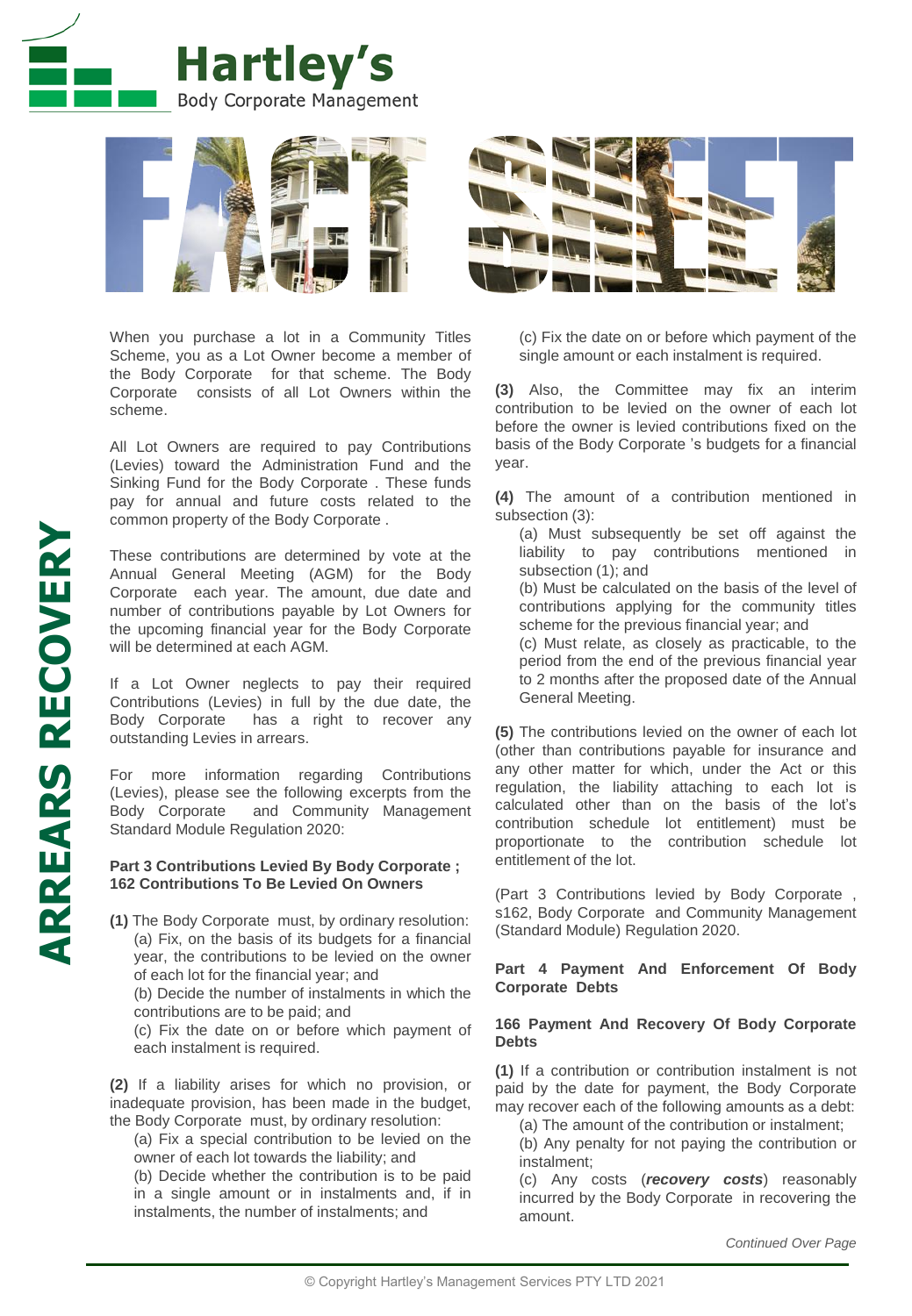# Hartley's

Body Corporate Management

# FACT SHEET

## ARREARS RECOVERY

When you purchase a lot in a Community Titles Scheme, you as a Lot Owner become a member of the Body Corporate for that scheme. The Body Corporate consists of all Lot Owners within the scheme.

All Lot Owners are required to pay Contributions (Levies) toward the Administration Fund and the Sinking Fund for the Body Corporate . These funds pay for annual and future costs related to the common property of the Body Corporate .

These contributions are determined by vote at the Annual General Meeting (AGM) for the Body Corporate each year. The amount, due date and number of contributions payable by Lot Owners for the upcoming financial year for the Body Corporate will be determined at each AGM.

If a Lot Owner neglects to pay their required Contributions (Levies) in full by the due date, the Body Corporate has a right to recover any outstanding Levies in arrears.

For more information regarding Contributions (Levies), please see the following excerpts from the Body Corporate and Community Management Standard Module Regulation 2020:

### Part 3 Contributions Levied By Body Corporate ; 162 Contributions To Be Levied On Owners

**(1)** The Body Corporate must, by ordinary resolution:

(a) Fix, on the basis of its budgets for a financial year, the contributions to be levied on the owner of each lot for the financial year; and

(b) Decide the number of instalments in which the contributions are to be paid; and

(c) Fix the date on or before which payment of each instalment is required.

**(2)** If a liability arises for which no provision, or inadequate provision, has been made in the budget, the Body Corporate must, by ordinary resolution:

(a) Fix a special contribution to be levied on the owner of each lot towards the liability; and

(b) Decide whether the contribution is to be paid in a single amount or in instalments and, if in instalments, the number of instalments; and

(c) Fix the date on or before which payment of the single amount or each instalment is required.

**(3)** Also, the Committee may fix an interim contribution to be levied on the owner of each lot before the owner is levied contributions fixed on the basis of the Body Corporate 's budgets for a financial year.

**(4)** The amount of a contribution mentioned in subsection (3):

(a) Must subsequently be set off against the liability to pay contributions mentioned in subsection (1); and

(b) Must be calculated on the basis of the level of contributions applying for the community titles scheme for the previous financial year; and

(c) Must relate, as closely as practicable, to the period from the end of the previous financial year to 2 months after the proposed date of the Annual General Meeting.

**(5)** The contributions levied on the owner of each lot (other than contributions payable for insurance and any other matter for which, under the Act or this regulation, the liability attaching to each lot is calculated other than on the basis of the lot's contribution schedule lot entitlement) must be proportionate to the contribution schedule lot entitlement of the lot.

(Part 3 Contributions levied by Body Corporate , s162, Body Corporate and Community Management (Standard Module) Regulation 2020.

### Part 4 Payment And Enforcement Of Body Corporate Debts

### 166 Payment And Recovery Of Body Corporate Debts

**(1)** If a contribution or contribution instalment is not paid by the date for payment, the Body Corporate may recover each of the following amounts as a debt:

(a) The amount of the contribution or instalment;

(b) Any penalty for not paying the contribution or instalment;

(c) Any costs (***recovery costs***) reasonably incurred by the Body Corporate in recovering the amount.

*Continued Over Page*

© Copyright Hartley's Management Services PTY LTD 2021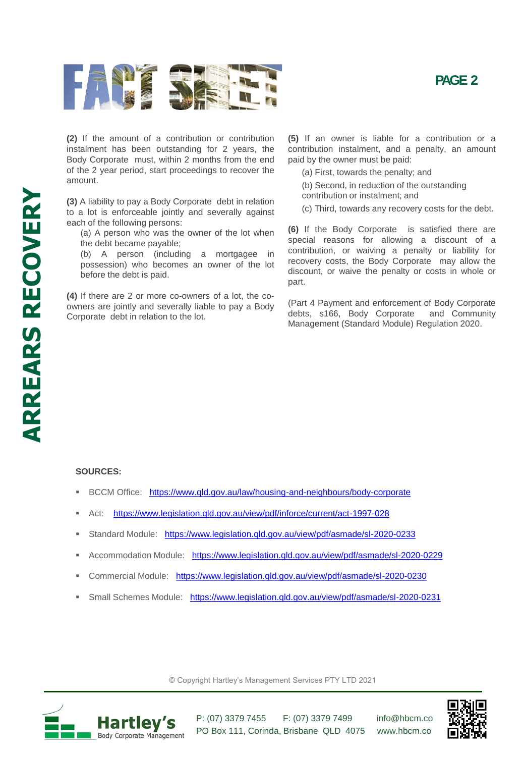**(2)** If the amount of a contribution or contribution instalment has been outstanding for 2 years, the Body Corporate must, within 2 months from the end of the 2 year period, start proceedings to recover the amount.

**(3)** A liability to pay a Body Corporate debt in relation to a lot is enforceable jointly and severally against each of the following persons:

(a) A person who was the owner of the lot when the debt became payable;

(b) A person (including a mortgagee in possession) who becomes an owner of the lot before the debt is paid.

**(4)** If there are 2 or more co-owners of a lot, the co-owners are jointly and severally liable to pay a Body Corporate debt in relation to the lot.

**(5)** If an owner is liable for a contribution or a contribution instalment, and a penalty, an amount paid by the owner must be paid:

(a) First, towards the penalty; and

(b) Second, in reduction of the outstanding contribution or instalment; and

(c) Third, towards any recovery costs for the debt.

**(6)** If the Body Corporate is satisfied there are special reasons for allowing a discount of a contribution, or waiving a penalty or liability for recovery costs, the Body Corporate may allow the discount, or waive the penalty or costs in whole or part.

(Part 4 Payment and enforcement of Body Corporate debts, s166, Body Corporate and Community Management (Standard Module) Regulation 2020.

**SOURCES:**

- BCCM Office: https://www.qld.gov.au/law/housing-and-neighbours/body-corporate
- Act: https://www.legislation.qld.gov.au/view/pdf/inforce/current/act-1997-028
- Standard Module: https://www.legislation.qld.gov.au/view/pdf/asmade/sl-2020-0233
- Accommodation Module: https://www.legislation.qld.gov.au/view/pdf/asmade/sl-2020-0229
- Commercial Module: https://www.legislation.qld.gov.au/view/pdf/asmade/sl-2020-0230
- Small Schemes Module: https://www.legislation.qld.gov.au/view/pdf/asmade/sl-2020-0231

© Copyright Hartley's Management Services PTY LTD 2021

Hartley's Body Corporate Management

P: (07) 3379 7455 F: (07) 3379 7499 info@hbcm.co

PO Box 111, Corinda, Brisbane QLD 4075 www.hbcm.co